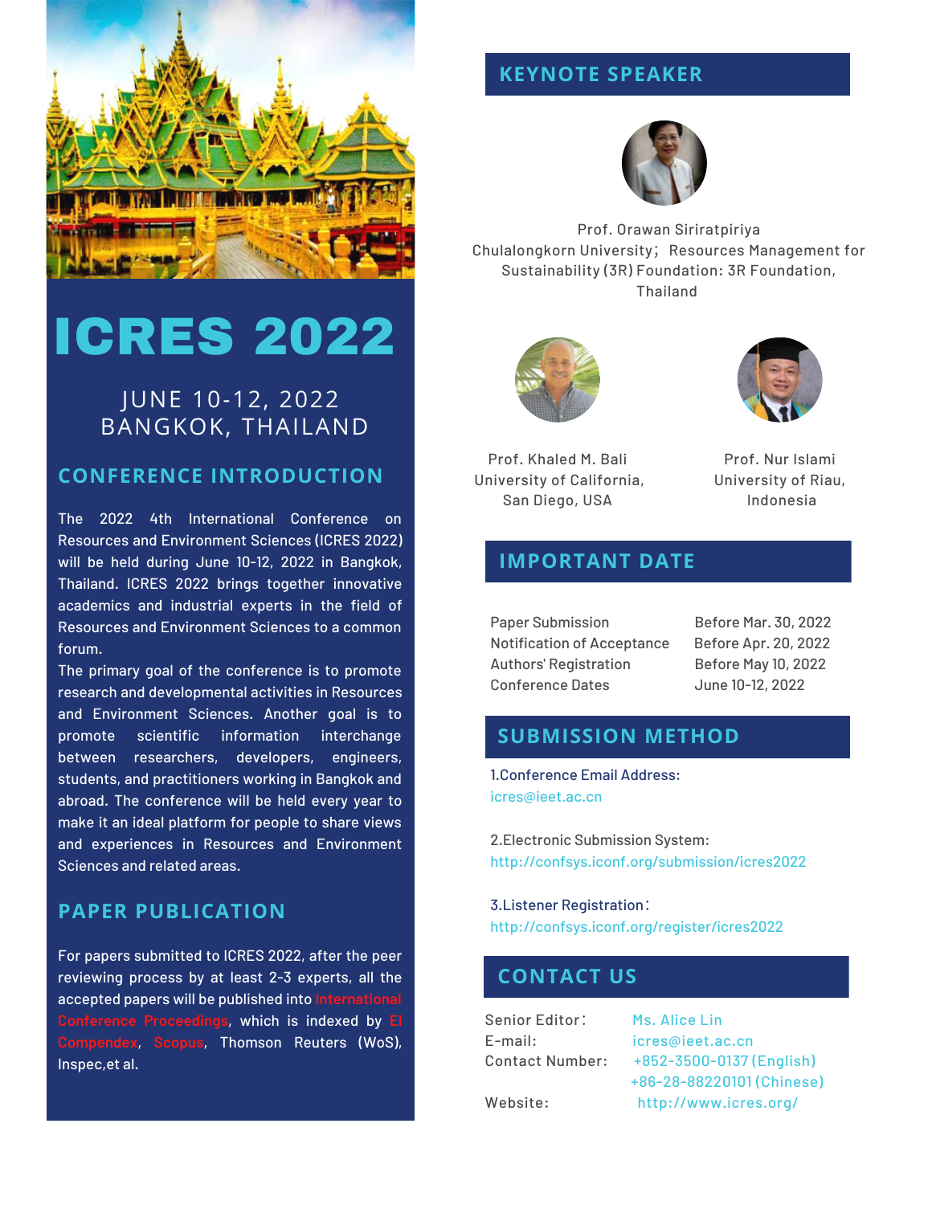# ICRES 2022

JUNE 10-12, 2022
BANGKOK, THAILAND

## CONFERENCE INTRODUCTION

The 2022 4th International Conference on Resources and Environment Sciences (ICRES 2022) will be held during June 10-12, 2022 in Bangkok, Thailand. ICRES 2022 brings together innovative academics and industrial experts in the field of Resources and Environment Sciences to a common forum.

The primary goal of the conference is to promote research and developmental activities in Resources and Environment Sciences. Another goal is to promote scientific information interchange between researchers, developers, engineers, students, and practitioners working in Bangkok and abroad. The conference will be held every year to make it an ideal platform for people to share views and experiences in Resources and Environment Sciences and related areas.

## PAPER PUBLICATION

For papers submitted to ICRES 2022, after the peer reviewing process by at least 2-3 experts, all the accepted papers will be published into International Conference Proceedings, which is indexed by EI Compendex, Scopus, Thomson Reuters (WoS), Inspec,et al.

## KEYNOTE SPEAKER

Prof. Orawan Siriratpiriya
Chulalongkorn University; Resources Management for Sustainability (3R) Foundation: 3R Foundation, Thailand

Prof. Khaled M. Bali
University of California, San Diego, USA

Prof. Nur Islami
University of Riau, Indonesia

## IMPORTANT DATE

| | |
|---|---|
| Paper Submission | Before Mar. 30, 2022 |
| Notification of Acceptance | Before Apr. 20, 2022 |
| Authors' Registration | Before May 10, 2022 |
| Conference Dates | June 10-12, 2022 |

## SUBMISSION METHOD

1.Conference Email Address:
icres@ieet.ac.cn

2.Electronic Submission System:
http://confsys.iconf.org/submission/icres2022

3.Listener Registration:
http://confsys.iconf.org/register/icres2022

## CONTACT US

Senior Editor: Ms. Alice Lin
E-mail: icres@ieet.ac.cn
Contact Number: +852-3500-0137 (English)
+86-28-88220101 (Chinese)
Website: http://www.icres.org/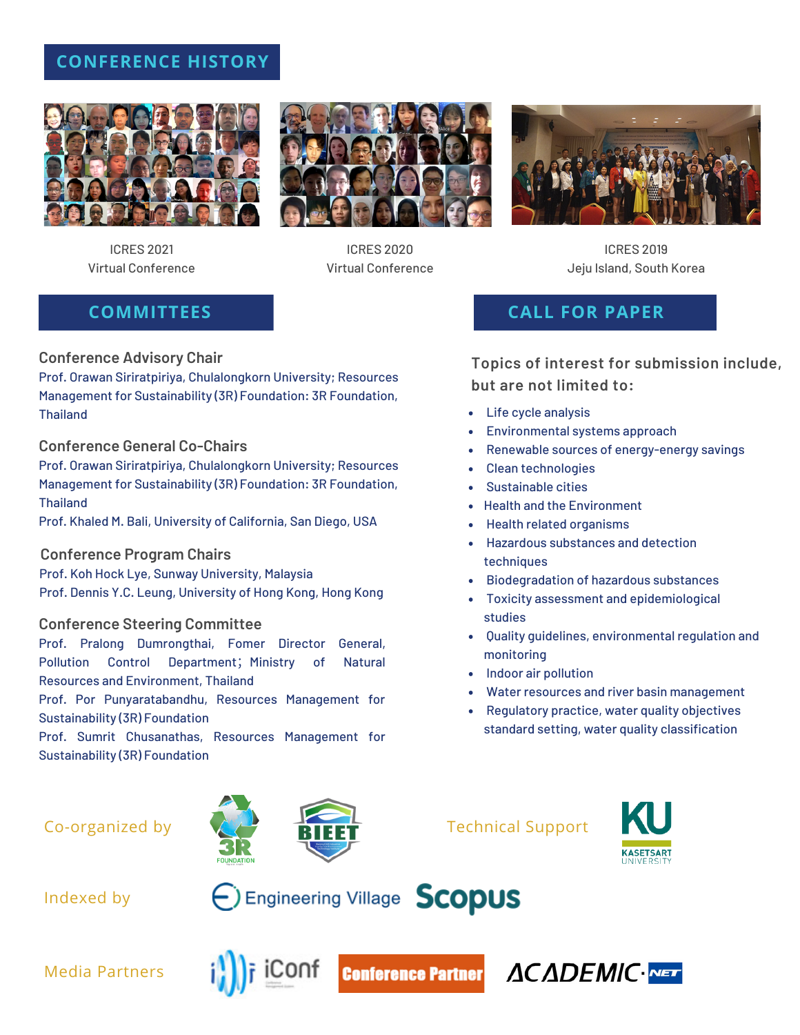## CONFERENCE HISTORY

ICRES 2021
Virtual Conference

ICRES 2020
Virtual Conference

ICRES 2019
Jeju Island, South Korea

## COMMITTEES

### Conference Advisory Chair

Prof. Orawan Siriratpiriya, Chulalongkorn University; Resources Management for Sustainability (3R) Foundation: 3R Foundation, Thailand

### Conference General Co-Chairs

Prof. Orawan Siriratpiriya, Chulalongkorn University; Resources Management for Sustainability (3R) Foundation: 3R Foundation, Thailand

Prof. Khaled M. Bali, University of California, San Diego, USA

### Conference Program Chairs

Prof. Koh Hock Lye, Sunway University, Malaysia

Prof. Dennis Y.C. Leung, University of Hong Kong, Hong Kong

### Conference Steering Committee

Prof. Pralong Dumrongthai, Fomer Director General, Pollution Control Department; Ministry of Natural Resources and Environment, Thailand

Prof. Por Punyaratabandhu, Resources Management for Sustainability (3R) Foundation

Prof. Sumrit Chusanathas, Resources Management for Sustainability (3R) Foundation

## CALL FOR PAPER

Topics of interest for submission include, but are not limited to:

- Life cycle analysis
- Environmental systems approach
- Renewable sources of energy-energy savings
- Clean technologies
- Sustainable cities
- Health and the Environment
- Health related organisms
- Hazardous substances and detection techniques
- Biodegradation of hazardous substances
- Toxicity assessment and epidemiological studies
- Quality guidelines, environmental regulation and monitoring
- Indoor air pollution
- Water resources and river basin management
- Regulatory practice, water quality objectives standard setting, water quality classification

Co-organized by 3R FOUNDATION, BIEET

Technical Support KU KASETSART UNIVERSITY

Indexed by Engineering Village, Scopus

Media Partners iConf, Conference Partner, ACADEMIC·NET